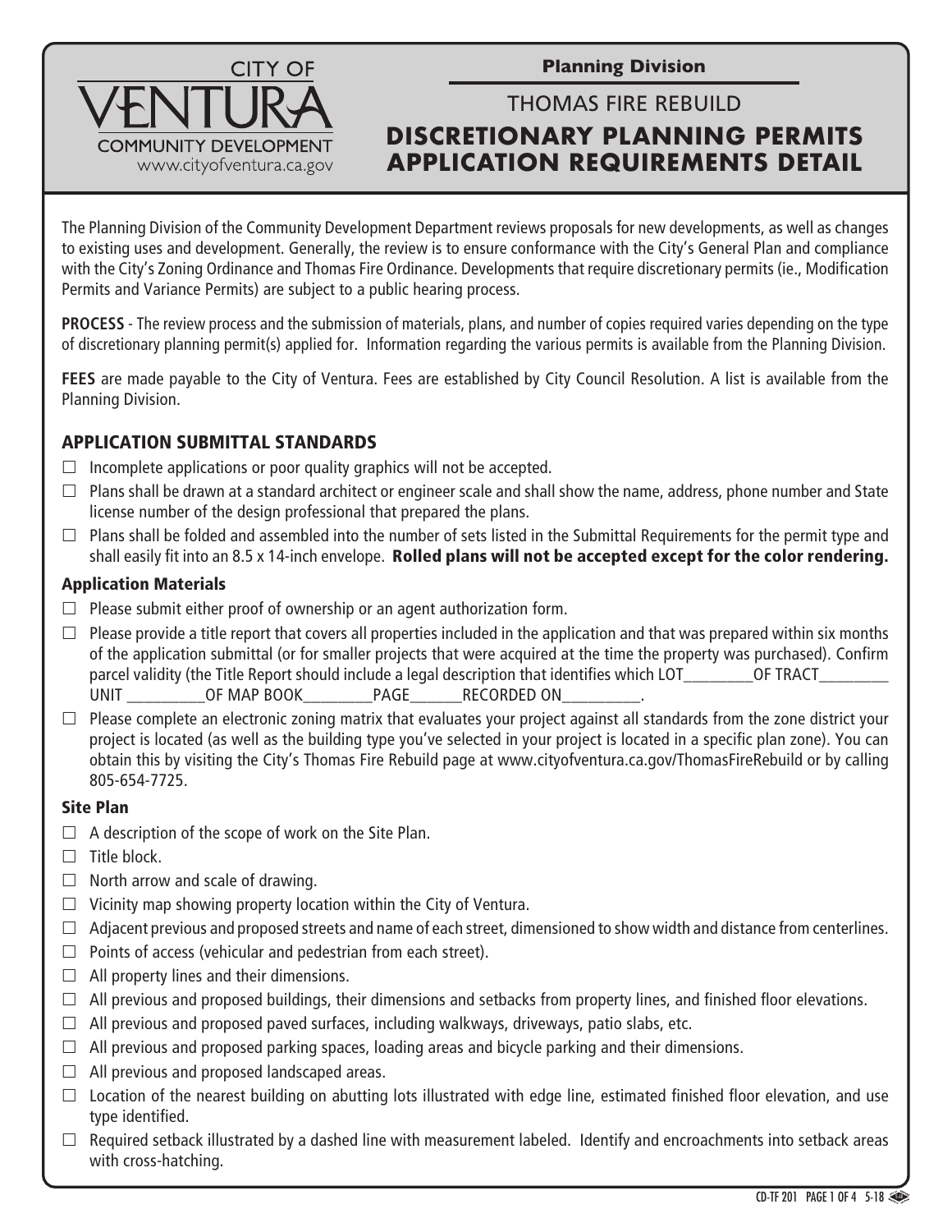CITY OF VENTURA
COMMUNITY DEVELOPMENT
www.cityofventura.ca.gov

**Planning Division**

THOMAS FIRE REBUILD

# DISCRETIONARY PLANNING PERMITS APPLICATION REQUIREMENTS DETAIL

The Planning Division of the Community Development Department reviews proposals for new developments, as well as changes to existing uses and development. Generally, the review is to ensure conformance with the City's General Plan and compliance with the City's Zoning Ordinance and Thomas Fire Ordinance. Developments that require discretionary permits (ie., Modification Permits and Variance Permits) are subject to a public hearing process.

**PROCESS** - The review process and the submission of materials, plans, and number of copies required varies depending on the type of discretionary planning permit(s) applied for. Information regarding the various permits is available from the Planning Division.

**FEES** are made payable to the City of Ventura. Fees are established by City Council Resolution. A list is available from the Planning Division.

## APPLICATION SUBMITTAL STANDARDS

- ☐ Incomplete applications or poor quality graphics will not be accepted.
- ☐ Plans shall be drawn at a standard architect or engineer scale and shall show the name, address, phone number and State license number of the design professional that prepared the plans.
- ☐ Plans shall be folded and assembled into the number of sets listed in the Submittal Requirements for the permit type and shall easily fit into an 8.5 x 14-inch envelope. **Rolled plans will not be accepted except for the color rendering.**

### Application Materials

- ☐ Please submit either proof of ownership or an agent authorization form.
- ☐ Please provide a title report that covers all properties included in the application and that was prepared within six months of the application submittal (or for smaller projects that were acquired at the time the property was purchased). Confirm parcel validity (the Title Report should include a legal description that identifies which LOT_________OF TRACT_________ UNIT __________OF MAP BOOK_________PAGE_______RECORDED ON__________.
- ☐ Please complete an electronic zoning matrix that evaluates your project against all standards from the zone district your project is located (as well as the building type you've selected in your project is located in a specific plan zone). You can obtain this by visiting the City's Thomas Fire Rebuild page at www.cityofventura.ca.gov/ThomasFireRebuild or by calling 805-654-7725.

### Site Plan

- ☐ A description of the scope of work on the Site Plan.
- ☐ Title block.
- ☐ North arrow and scale of drawing.
- ☐ Vicinity map showing property location within the City of Ventura.
- ☐ Adjacent previous and proposed streets and name of each street, dimensioned to show width and distance from centerlines.
- ☐ Points of access (vehicular and pedestrian from each street).
- ☐ All property lines and their dimensions.
- ☐ All previous and proposed buildings, their dimensions and setbacks from property lines, and finished floor elevations.
- ☐ All previous and proposed paved surfaces, including walkways, driveways, patio slabs, etc.
- ☐ All previous and proposed parking spaces, loading areas and bicycle parking and their dimensions.
- ☐ All previous and proposed landscaped areas.
- ☐ Location of the nearest building on abutting lots illustrated with edge line, estimated finished floor elevation, and use type identified.
- ☐ Required setback illustrated by a dashed line with measurement labeled. Identify and encroachments into setback areas with cross-hatching.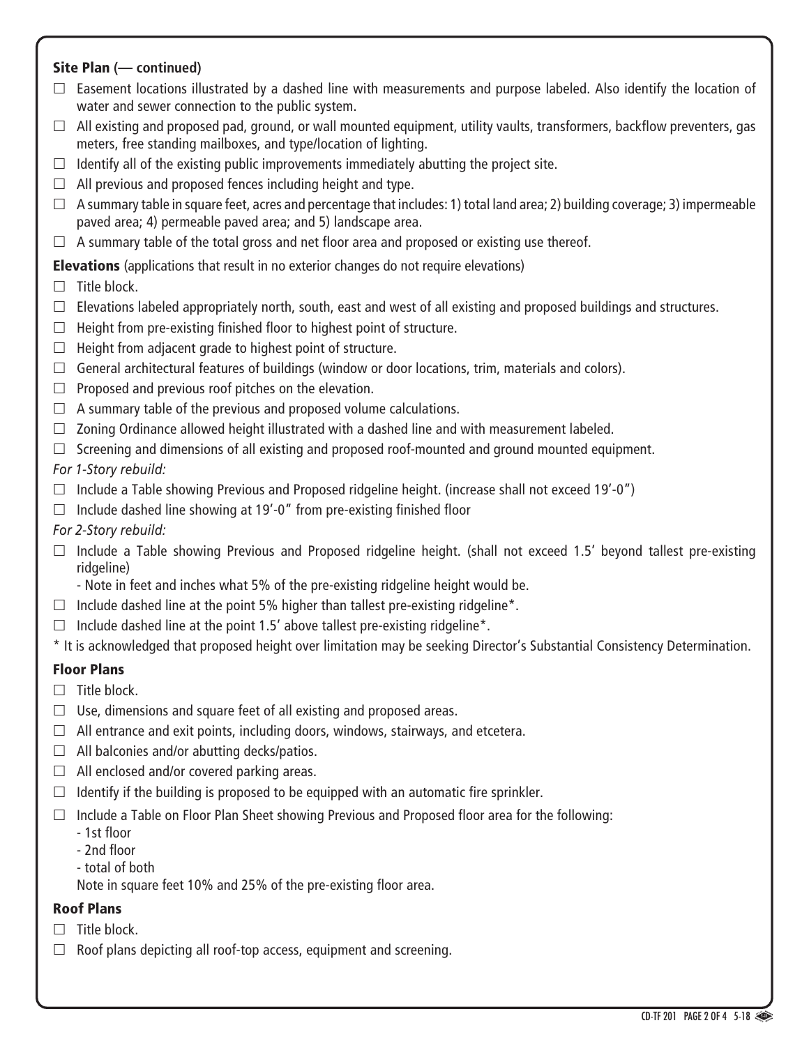### Site Plan (— continued)

- ☐ Easement locations illustrated by a dashed line with measurements and purpose labeled. Also identify the location of water and sewer connection to the public system.
- ☐ All existing and proposed pad, ground, or wall mounted equipment, utility vaults, transformers, backflow preventers, gas meters, free standing mailboxes, and type/location of lighting.
- ☐ Identify all of the existing public improvements immediately abutting the project site.
- ☐ All previous and proposed fences including height and type.
- ☐ A summary table in square feet, acres and percentage that includes: 1) total land area; 2) building coverage; 3) impermeable paved area; 4) permeable paved area; and 5) landscape area.
- ☐ A summary table of the total gross and net floor area and proposed or existing use thereof.

### Elevations (applications that result in no exterior changes do not require elevations)

- ☐ Title block.
- ☐ Elevations labeled appropriately north, south, east and west of all existing and proposed buildings and structures.
- ☐ Height from pre-existing finished floor to highest point of structure.
- ☐ Height from adjacent grade to highest point of structure.
- ☐ General architectural features of buildings (window or door locations, trim, materials and colors).
- ☐ Proposed and previous roof pitches on the elevation.
- ☐ A summary table of the previous and proposed volume calculations.
- ☐ Zoning Ordinance allowed height illustrated with a dashed line and with measurement labeled.
- ☐ Screening and dimensions of all existing and proposed roof-mounted and ground mounted equipment.

*For 1-Story rebuild:*

- ☐ Include a Table showing Previous and Proposed ridgeline height. (increase shall not exceed 19'-0")
- ☐ Include dashed line showing at 19'-0" from pre-existing finished floor

*For 2-Story rebuild:*

- ☐ Include a Table showing Previous and Proposed ridgeline height. (shall not exceed 1.5' beyond tallest pre-existing ridgeline)
  - Note in feet and inches what 5% of the pre-existing ridgeline height would be.
- ☐ Include dashed line at the point 5% higher than tallest pre-existing ridgeline*.
- ☐ Include dashed line at the point 1.5' above tallest pre-existing ridgeline*.

* It is acknowledged that proposed height over limitation may be seeking Director's Substantial Consistency Determination.

### Floor Plans

- ☐ Title block.
- ☐ Use, dimensions and square feet of all existing and proposed areas.
- ☐ All entrance and exit points, including doors, windows, stairways, and etcetera.
- ☐ All balconies and/or abutting decks/patios.
- ☐ All enclosed and/or covered parking areas.
- ☐ Identify if the building is proposed to be equipped with an automatic fire sprinkler.
- ☐ Include a Table on Floor Plan Sheet showing Previous and Proposed floor area for the following:
  - 1st floor
  - 2nd floor
  - total of both

  Note in square feet 10% and 25% of the pre-existing floor area.

### Roof Plans

- ☐ Title block.
- ☐ Roof plans depicting all roof-top access, equipment and screening.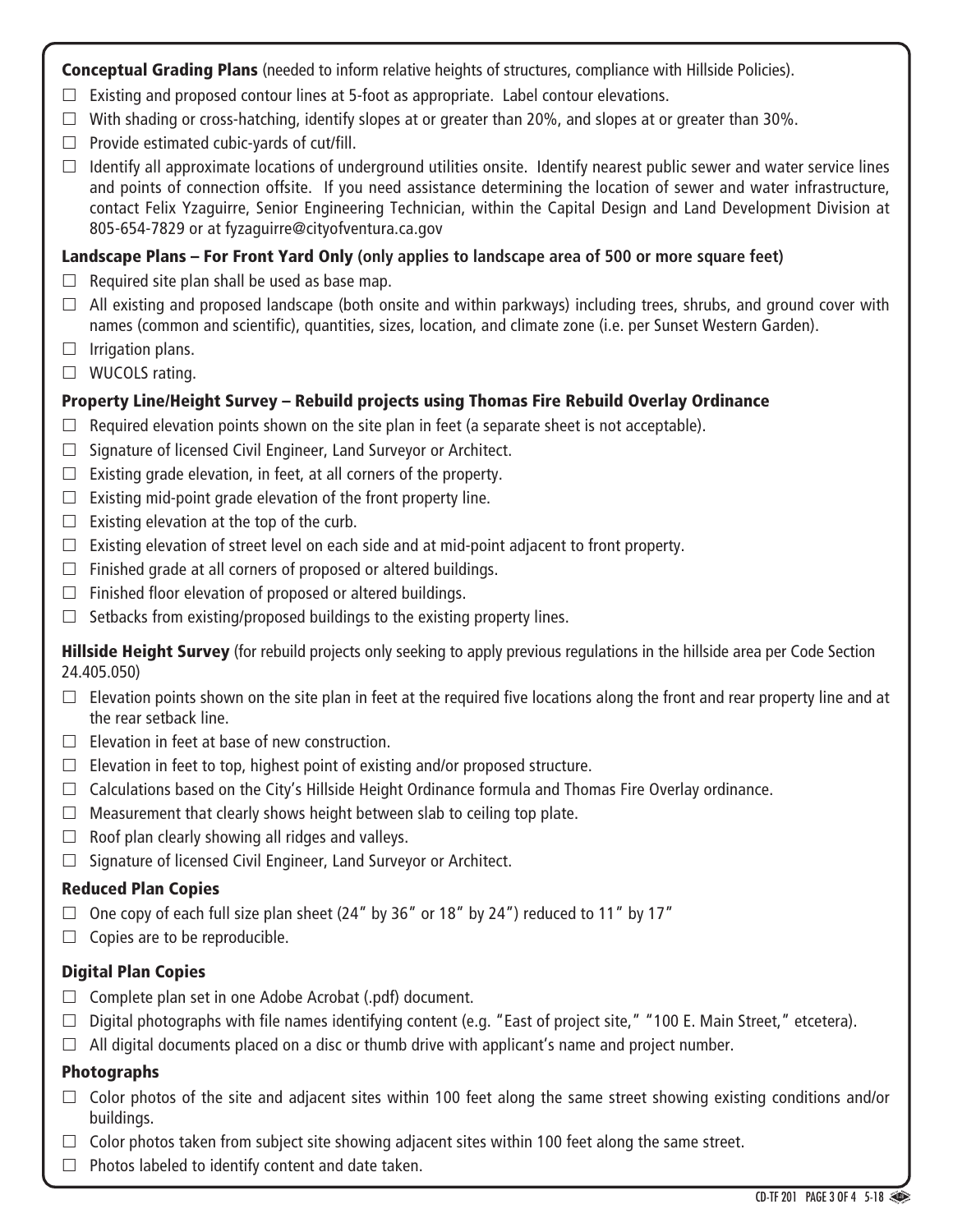**Conceptual Grading Plans** (needed to inform relative heights of structures, compliance with Hillside Policies).

- ☐ Existing and proposed contour lines at 5-foot as appropriate. Label contour elevations.
- ☐ With shading or cross-hatching, identify slopes at or greater than 20%, and slopes at or greater than 30%.
- ☐ Provide estimated cubic-yards of cut/fill.
- ☐ Identify all approximate locations of underground utilities onsite. Identify nearest public sewer and water service lines and points of connection offsite. If you need assistance determining the location of sewer and water infrastructure, contact Felix Yzaguirre, Senior Engineering Technician, within the Capital Design and Land Development Division at 805-654-7829 or at fyzaguirre@cityofventura.ca.gov

**Landscape Plans – For Front Yard Only (only applies to landscape area of 500 or more square feet)**

- ☐ Required site plan shall be used as base map.
- ☐ All existing and proposed landscape (both onsite and within parkways) including trees, shrubs, and ground cover with names (common and scientific), quantities, sizes, location, and climate zone (i.e. per Sunset Western Garden).
- ☐ Irrigation plans.
- ☐ WUCOLS rating.

**Property Line/Height Survey – Rebuild projects using Thomas Fire Rebuild Overlay Ordinance**

- ☐ Required elevation points shown on the site plan in feet (a separate sheet is not acceptable).
- ☐ Signature of licensed Civil Engineer, Land Surveyor or Architect.
- ☐ Existing grade elevation, in feet, at all corners of the property.
- ☐ Existing mid-point grade elevation of the front property line.
- ☐ Existing elevation at the top of the curb.
- ☐ Existing elevation of street level on each side and at mid-point adjacent to front property.
- ☐ Finished grade at all corners of proposed or altered buildings.
- ☐ Finished floor elevation of proposed or altered buildings.
- ☐ Setbacks from existing/proposed buildings to the existing property lines.

**Hillside Height Survey** (for rebuild projects only seeking to apply previous regulations in the hillside area per Code Section 24.405.050)

- ☐ Elevation points shown on the site plan in feet at the required five locations along the front and rear property line and at the rear setback line.
- ☐ Elevation in feet at base of new construction.
- ☐ Elevation in feet to top, highest point of existing and/or proposed structure.
- ☐ Calculations based on the City's Hillside Height Ordinance formula and Thomas Fire Overlay ordinance.
- ☐ Measurement that clearly shows height between slab to ceiling top plate.
- ☐ Roof plan clearly showing all ridges and valleys.
- ☐ Signature of licensed Civil Engineer, Land Surveyor or Architect.

**Reduced Plan Copies**

- ☐ One copy of each full size plan sheet (24" by 36" or 18" by 24") reduced to 11" by 17"
- ☐ Copies are to be reproducible.

**Digital Plan Copies**

- ☐ Complete plan set in one Adobe Acrobat (.pdf) document.
- ☐ Digital photographs with file names identifying content (e.g. "East of project site," "100 E. Main Street," etcetera).
- ☐ All digital documents placed on a disc or thumb drive with applicant's name and project number.

**Photographs**

- ☐ Color photos of the site and adjacent sites within 100 feet along the same street showing existing conditions and/or buildings.
- ☐ Color photos taken from subject site showing adjacent sites within 100 feet along the same street.
- ☐ Photos labeled to identify content and date taken.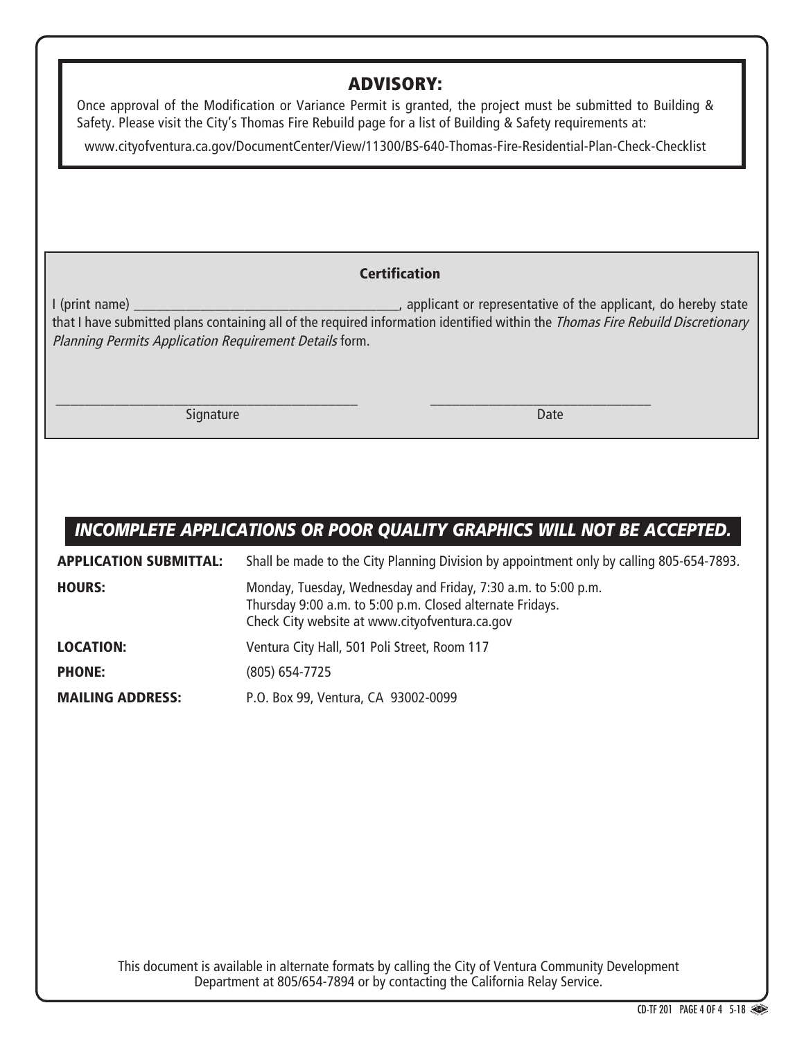## ADVISORY:

Once approval of the Modification or Variance Permit is granted, the project must be submitted to Building & Safety. Please visit the City's Thomas Fire Rebuild page for a list of Building & Safety requirements at:

www.cityofventura.ca.gov/DocumentCenter/View/11300/BS-640-Thomas-Fire-Residential-Plan-Check-Checklist

### Certification

I (print name) ________________________________________, applicant or representative of the applicant, do hereby state that I have submitted plans containing all of the required information identified within the *Thomas Fire Rebuild Discretionary Planning Permits Application Requirement Details* form.

_____________________________________________ Signature

_________________________________ Date

## *INCOMPLETE APPLICATIONS OR POOR QUALITY GRAPHICS WILL NOT BE ACCEPTED.*

| | |
|---|---|
| **APPLICATION SUBMITTAL:** | Shall be made to the City Planning Division by appointment only by calling 805-654-7893. |
| **HOURS:** | Monday, Tuesday, Wednesday and Friday, 7:30 a.m. to 5:00 p.m.<br>Thursday 9:00 a.m. to 5:00 p.m. Closed alternate Fridays.<br>Check City website at www.cityofventura.ca.gov |
| **LOCATION:** | Ventura City Hall, 501 Poli Street, Room 117 |
| **PHONE:** | (805) 654-7725 |
| **MAILING ADDRESS:** | P.O. Box 99, Ventura, CA 93002-0099 |

This document is available in alternate formats by calling the City of Ventura Community Development Department at 805/654-7894 or by contacting the California Relay Service.

CD-TF 201 5-18